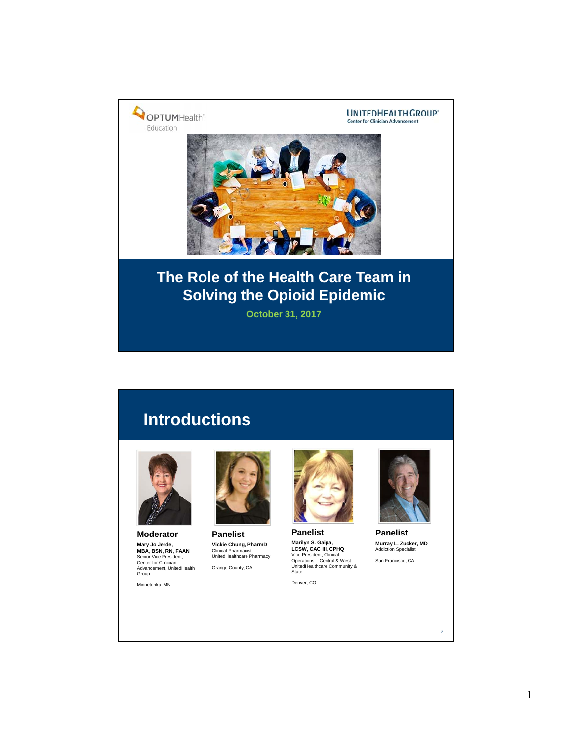OPTUMHealth™ Education

UNITEDHEALTH GROUP® Center for Clinician Advancement

# The Role of the Health Care Team in Solving the Opioid Epidemic

October 31, 2017

## Introductions

**Moderator**

**Mary Jo Jerde, MBA, BSN, RN, FAAN**
Senior Vice President, Center for Clinician Advancement, UnitedHealth Group

Minnetonka, MN

**Panelist**

**Vickie Chung, PharmD**
Clinical Pharmacist
UnitedHealthcare Pharmacy

Orange County, CA

**Panelist**

**Marilyn S. Gaipa, LCSW, CAC III, CPHQ**
Vice President, Clinical Operations – Central & West
UnitedHealthcare Community & State

Denver, CO

**Panelist**

**Murray L. Zucker, MD**
Addiction Specialist

San Francisco, CA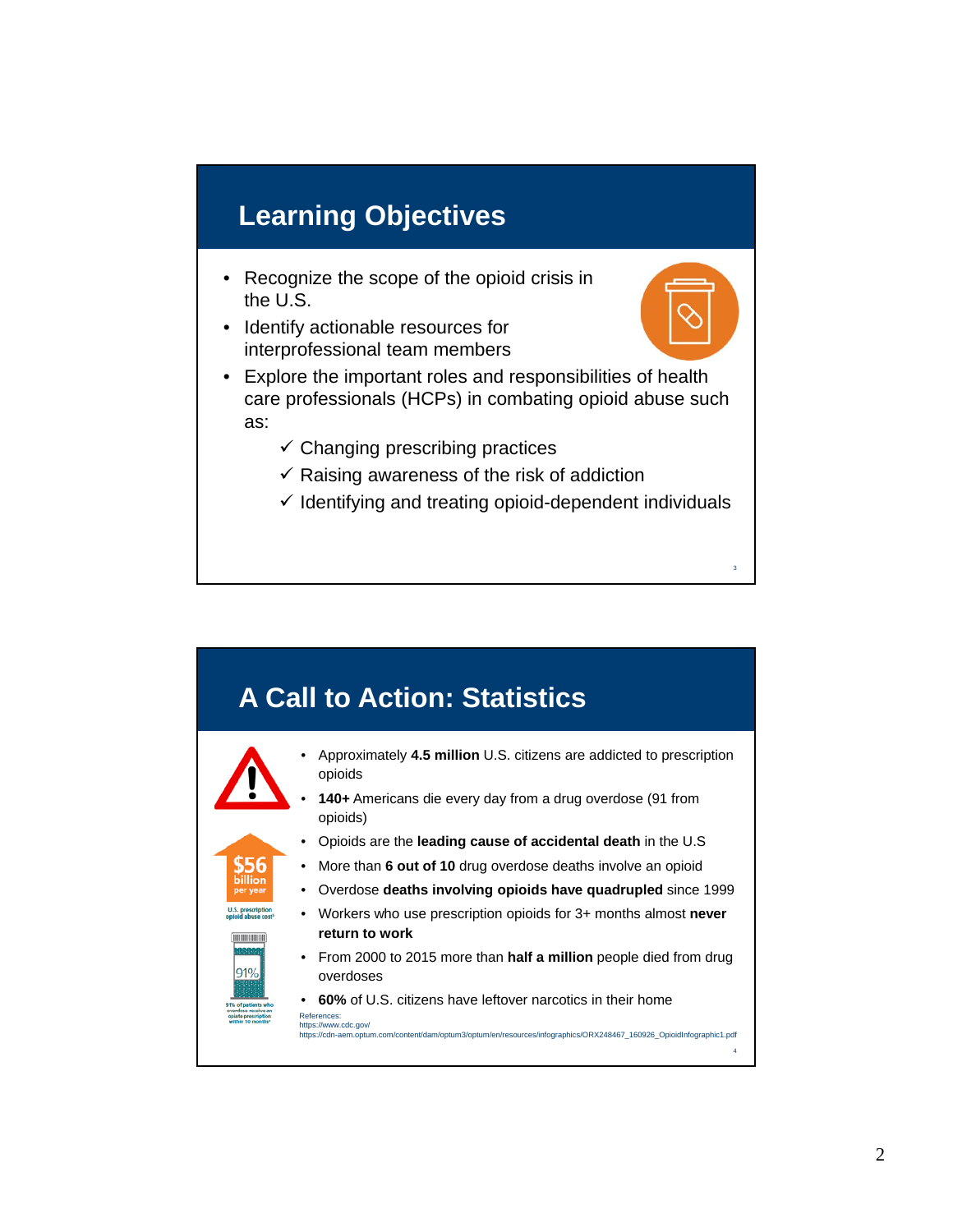## Learning Objectives

- Recognize the scope of the opioid crisis in the U.S.
- Identify actionable resources for interprofessional team members
- Explore the important roles and responsibilities of health care professionals (HCPs) in combating opioid abuse such as:
  - ✓ Changing prescribing practices
  - ✓ Raising awareness of the risk of addiction
  - ✓ Identifying and treating opioid-dependent individuals

## A Call to Action: Statistics

$56 billion per year

U.S. prescription opioid abuse cost[1]

91%

91% of patients who overdose receive an opiate prescription within 10 months[2]

- Approximately **4.5 million** U.S. citizens are addicted to prescription opioids
- **140+** Americans die every day from a drug overdose (91 from opioids)
- Opioids are the **leading cause of accidental death** in the U.S
- More than **6 out of 10** drug overdose deaths involve an opioid
- Overdose **deaths involving opioids have quadrupled** since 1999
- Workers who use prescription opioids for 3+ months almost **never return to work**
- From 2000 to 2015 more than **half a million** people died from drug overdoses
- **60%** of U.S. citizens have leftover narcotics in their home

References:
https://www.cdc.gov/
https://cdn-aem.optum.com/content/dam/optum3/optum/en/resources/infographics/ORX248467_160926_OpioidInfographic1.pdf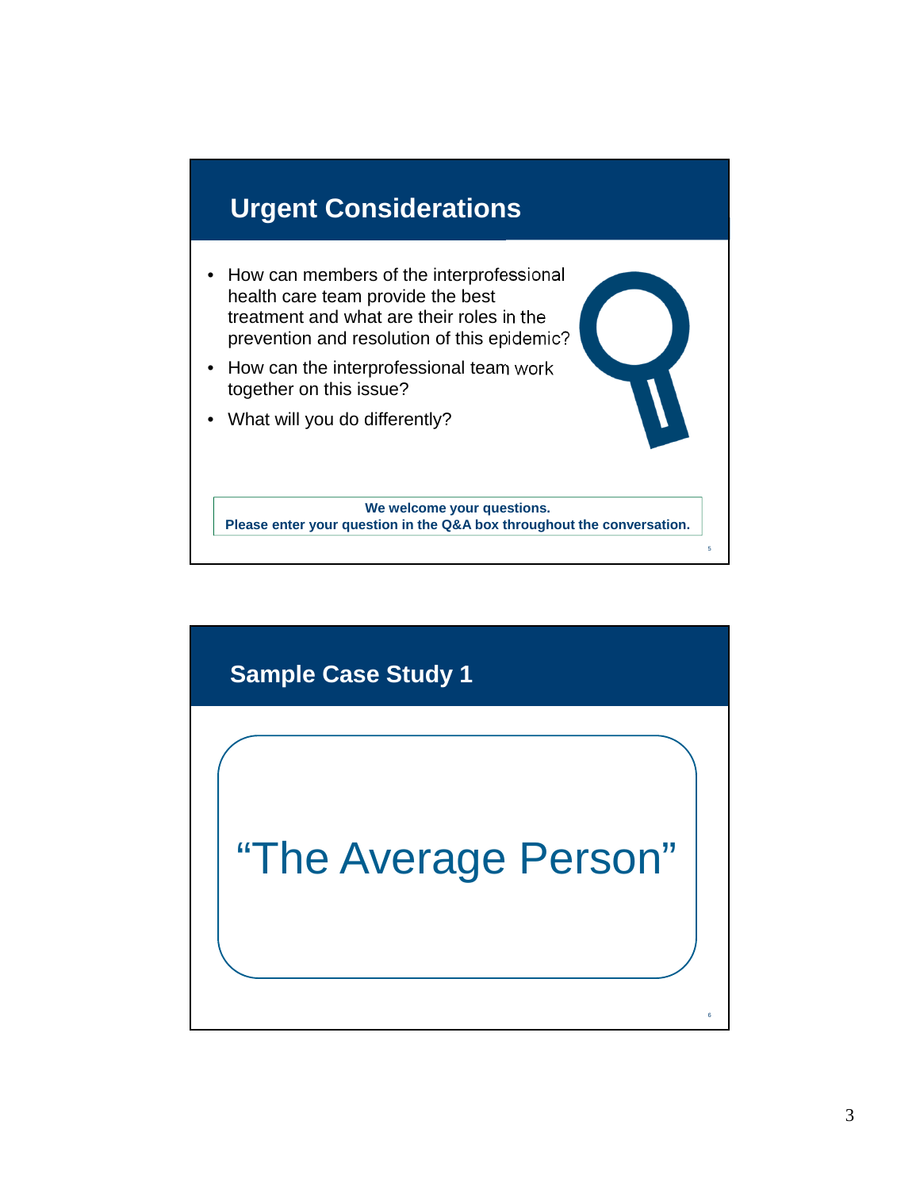## Urgent Considerations

- How can members of the interprofessional health care team provide the best treatment and what are their roles in the prevention and resolution of this epidemic?
- How can the interprofessional team work together on this issue?
- What will you do differently?

**We welcome your questions.**
**Please enter your question in the Q&A box throughout the conversation.**

## Sample Case Study 1

"The Average Person"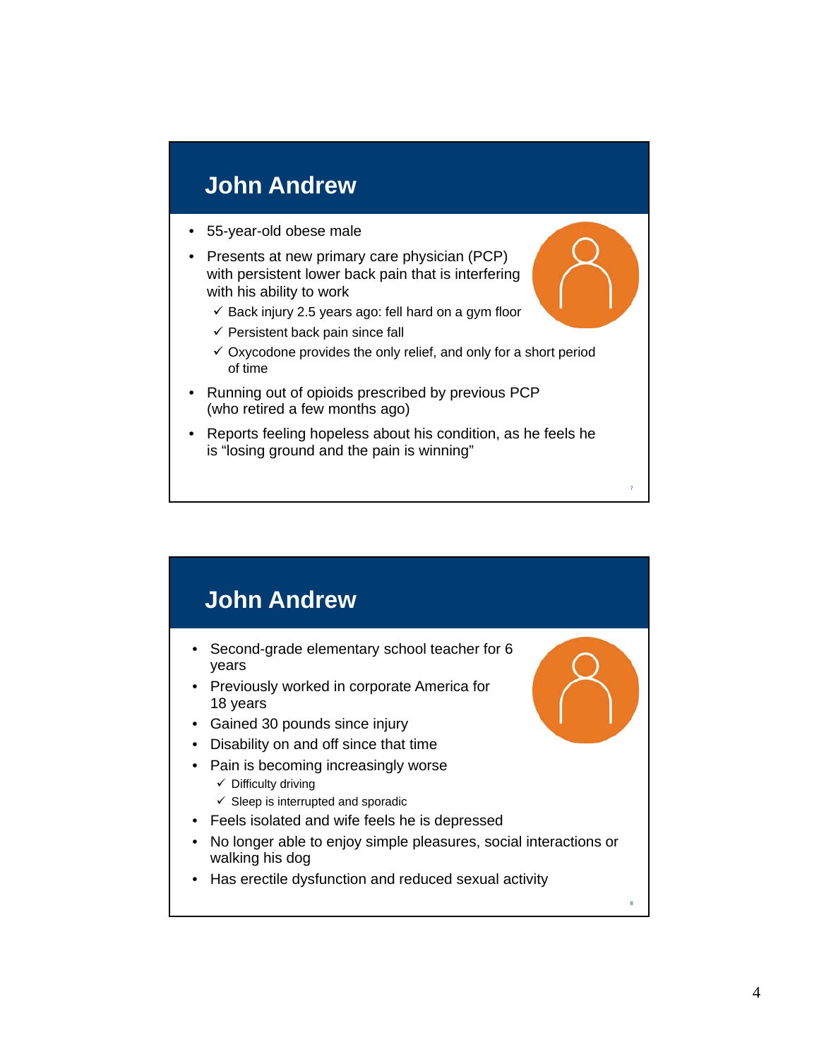## John Andrew

- 55-year-old obese male
- Presents at new primary care physician (PCP) with persistent lower back pain that is interfering with his ability to work
  - ✓ Back injury 2.5 years ago: fell hard on a gym floor
  - ✓ Persistent back pain since fall
  - ✓ Oxycodone provides the only relief, and only for a short period of time
- Running out of opioids prescribed by previous PCP (who retired a few months ago)
- Reports feeling hopeless about his condition, as he feels he is "losing ground and the pain is winning"

## John Andrew

- Second-grade elementary school teacher for 6 years
- Previously worked in corporate America for 18 years
- Gained 30 pounds since injury
- Disability on and off since that time
- Pain is becoming increasingly worse
  - ✓ Difficulty driving
  - ✓ Sleep is interrupted and sporadic
- Feels isolated and wife feels he is depressed
- No longer able to enjoy simple pleasures, social interactions or walking his dog
- Has erectile dysfunction and reduced sexual activity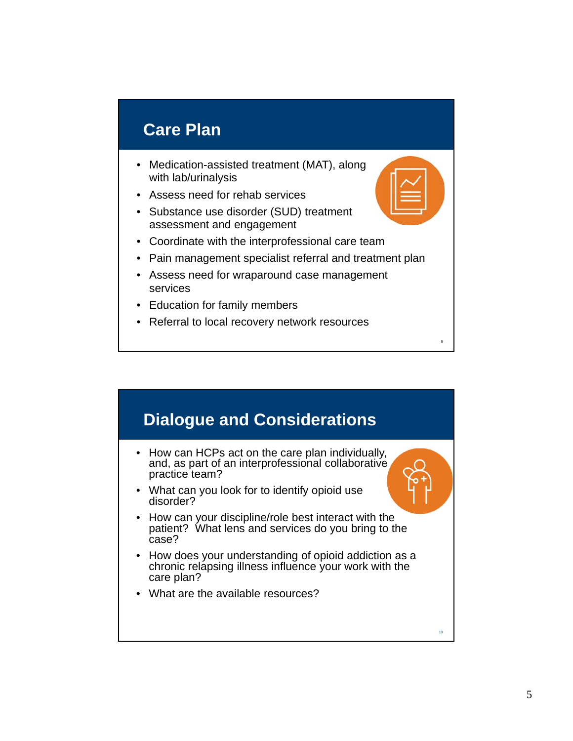## Care Plan

- Medication-assisted treatment (MAT), along with lab/urinalysis
- Assess need for rehab services
- Substance use disorder (SUD) treatment assessment and engagement
- Coordinate with the interprofessional care team
- Pain management specialist referral and treatment plan
- Assess need for wraparound case management services
- Education for family members
- Referral to local recovery network resources

## Dialogue and Considerations

- How can HCPs act on the care plan individually, and, as part of an interprofessional collaborative practice team?
- What can you look for to identify opioid use disorder?
- How can your discipline/role best interact with the patient? What lens and services do you bring to the case?
- How does your understanding of opioid addiction as a chronic relapsing illness influence your work with the care plan?
- What are the available resources?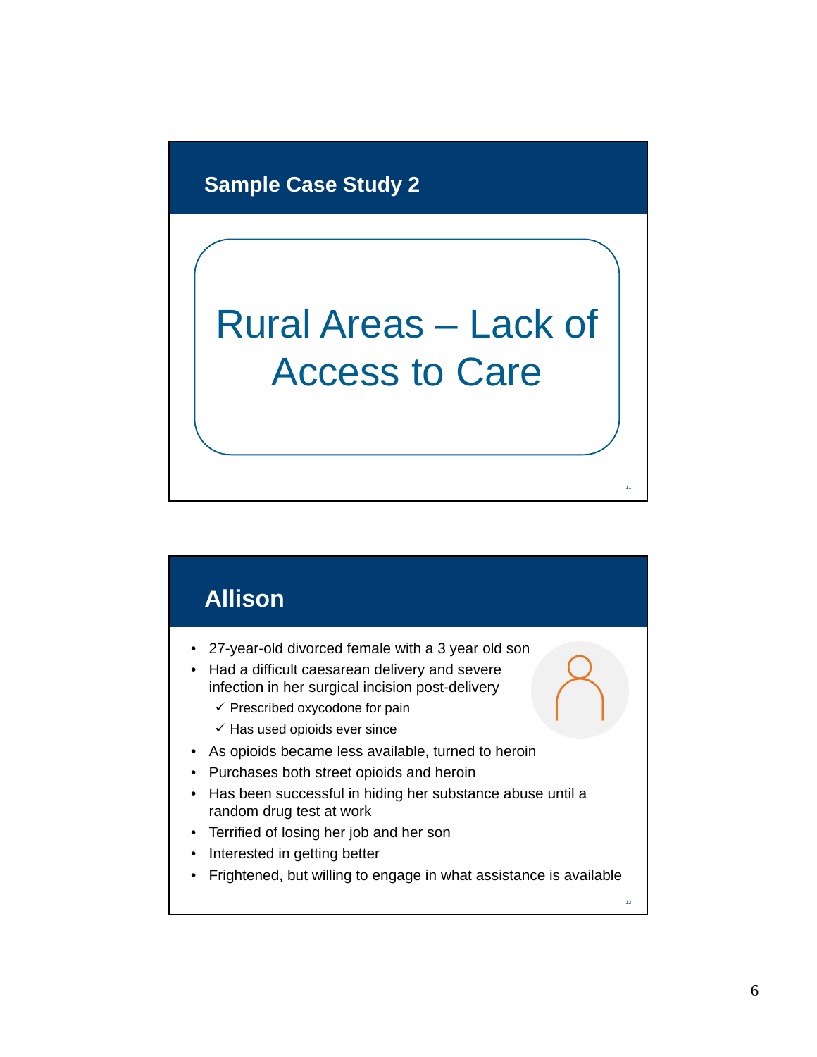## Sample Case Study 2

Rural Areas – Lack of Access to Care

## Allison

- 27-year-old divorced female with a 3 year old son
- Had a difficult caesarean delivery and severe infection in her surgical incision post-delivery
  - ✓ Prescribed oxycodone for pain
  - ✓ Has used opioids ever since
- As opioids became less available, turned to heroin
- Purchases both street opioids and heroin
- Has been successful in hiding her substance abuse until a random drug test at work
- Terrified of losing her job and her son
- Interested in getting better
- Frightened, but willing to engage in what assistance is available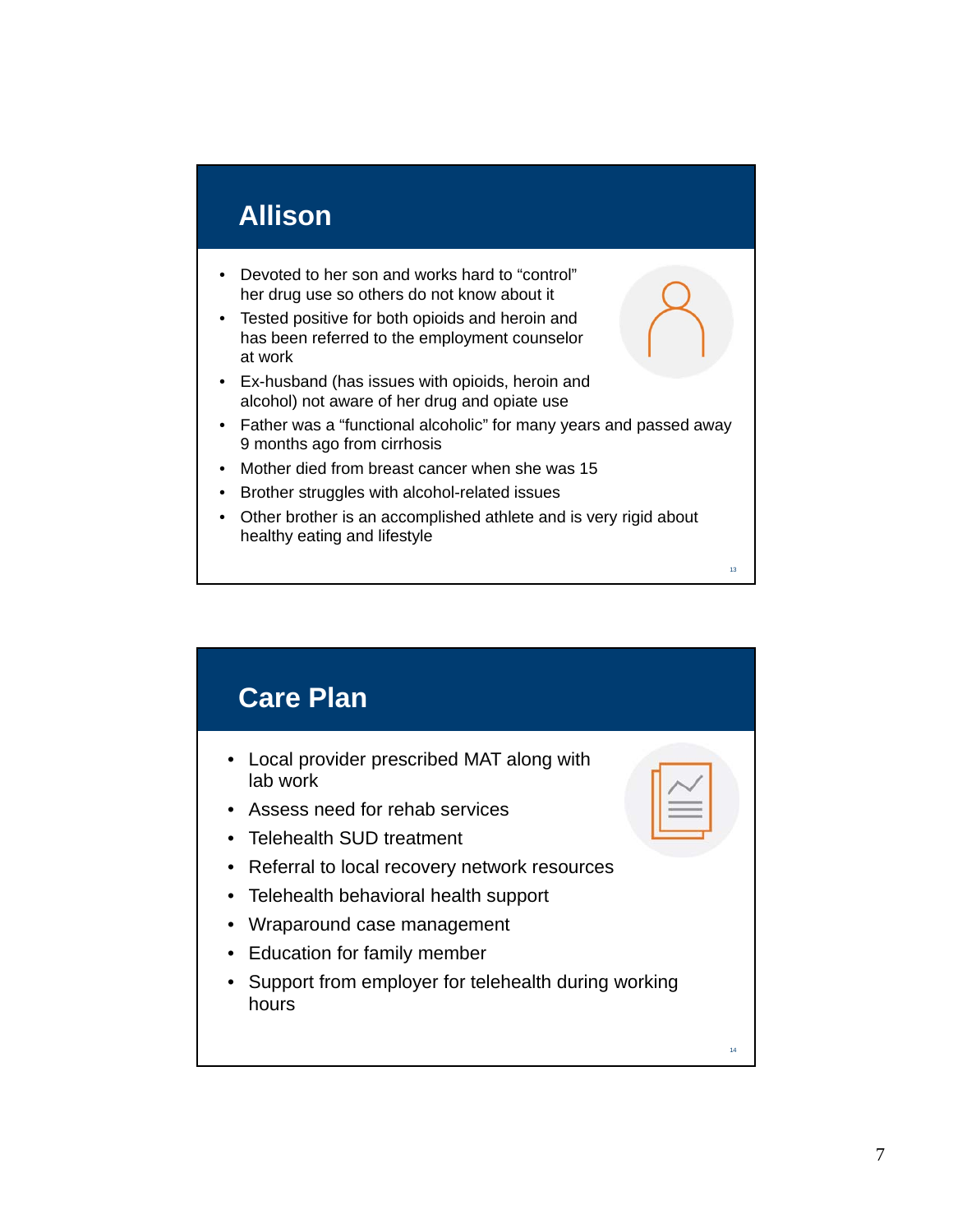## Allison

- Devoted to her son and works hard to "control" her drug use so others do not know about it
- Tested positive for both opioids and heroin and has been referred to the employment counselor at work
- Ex-husband (has issues with opioids, heroin and alcohol) not aware of her drug and opiate use
- Father was a "functional alcoholic" for many years and passed away 9 months ago from cirrhosis
- Mother died from breast cancer when she was 15
- Brother struggles with alcohol-related issues
- Other brother is an accomplished athlete and is very rigid about healthy eating and lifestyle

## Care Plan

- Local provider prescribed MAT along with lab work
- Assess need for rehab services
- Telehealth SUD treatment
- Referral to local recovery network resources
- Telehealth behavioral health support
- Wraparound case management
- Education for family member
- Support from employer for telehealth during working hours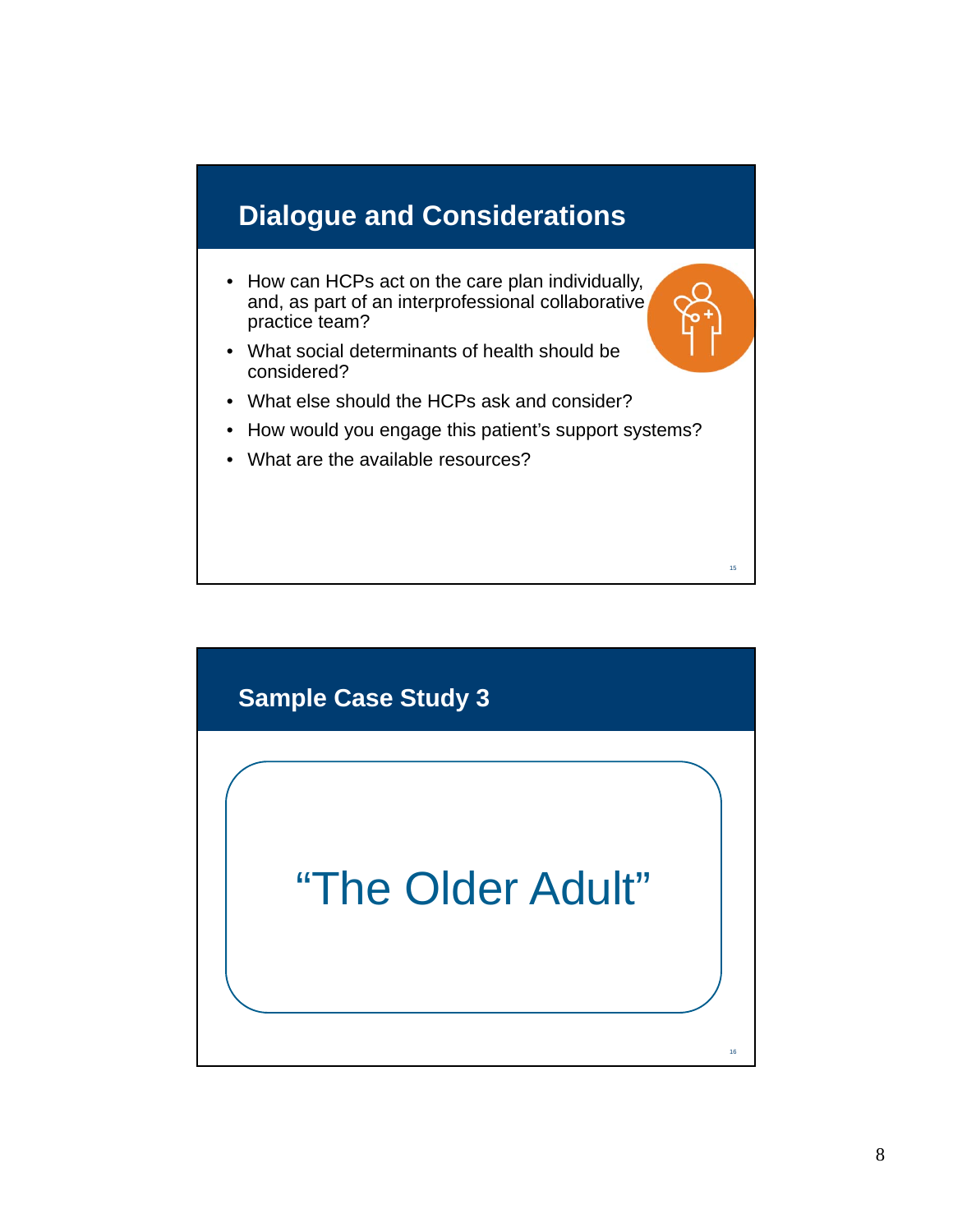## Dialogue and Considerations

- How can HCPs act on the care plan individually, and, as part of an interprofessional collaborative practice team?
- What social determinants of health should be considered?
- What else should the HCPs ask and consider?
- How would you engage this patient's support systems?
- What are the available resources?

## Sample Case Study 3

"The Older Adult"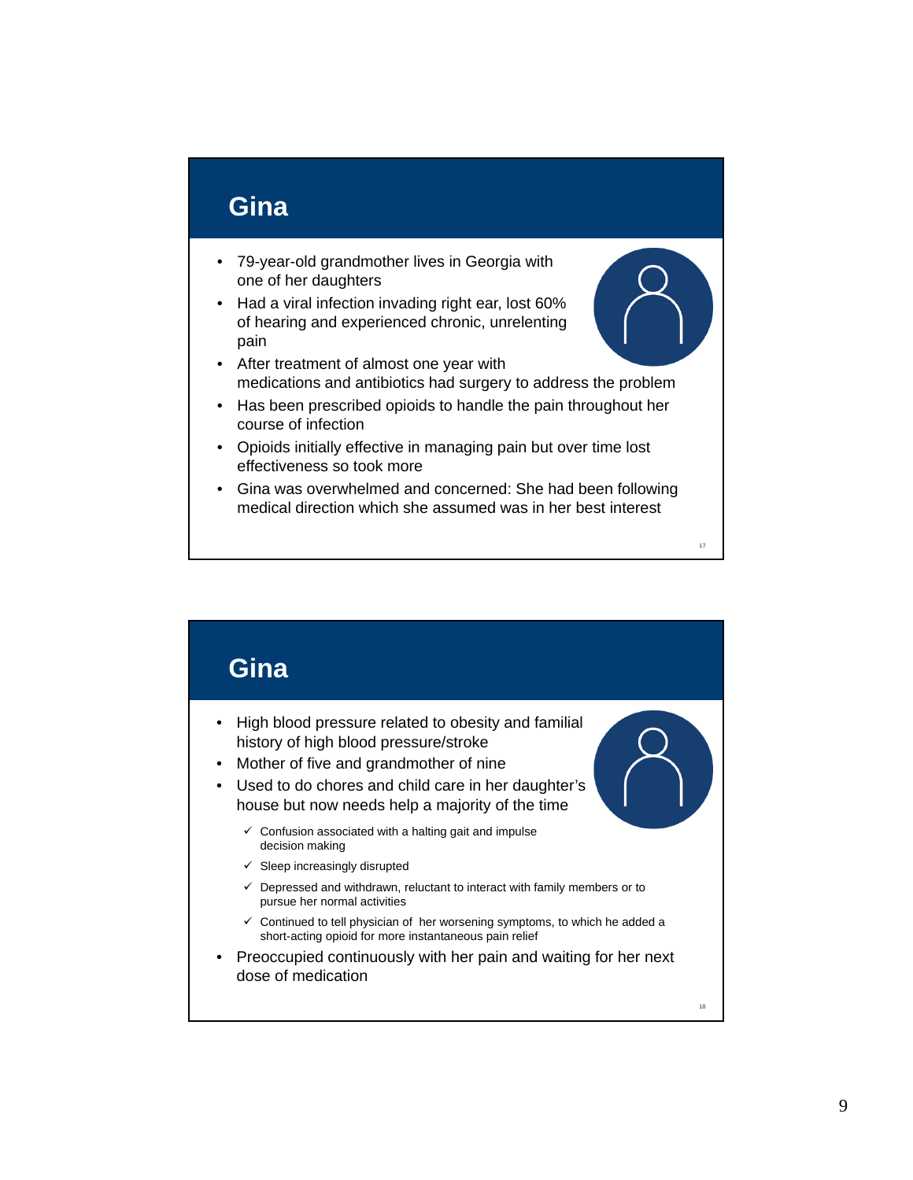## Gina

- 79-year-old grandmother lives in Georgia with one of her daughters
- Had a viral infection invading right ear, lost 60% of hearing and experienced chronic, unrelenting pain
- After treatment of almost one year with medications and antibiotics had surgery to address the problem
- Has been prescribed opioids to handle the pain throughout her course of infection
- Opioids initially effective in managing pain but over time lost effectiveness so took more
- Gina was overwhelmed and concerned: She had been following medical direction which she assumed was in her best interest

## Gina

- High blood pressure related to obesity and familial history of high blood pressure/stroke
- Mother of five and grandmother of nine
- Used to do chores and child care in her daughter's house but now needs help a majority of the time
  - ✓ Confusion associated with a halting gait and impulse decision making
  - ✓ Sleep increasingly disrupted
  - ✓ Depressed and withdrawn, reluctant to interact with family members or to pursue her normal activities
  - ✓ Continued to tell physician of her worsening symptoms, to which he added a short-acting opioid for more instantaneous pain relief
- Preoccupied continuously with her pain and waiting for her next dose of medication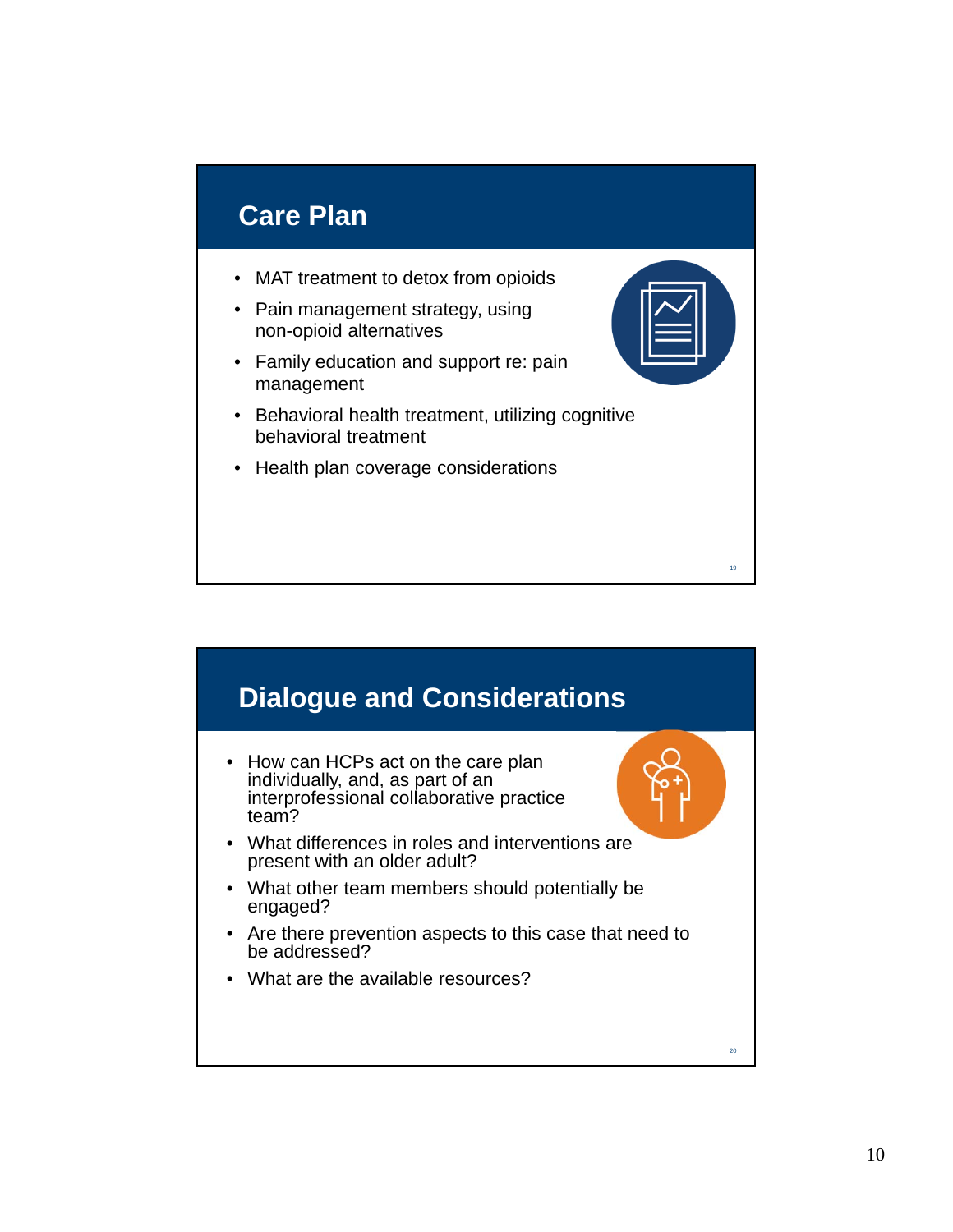## Care Plan

- MAT treatment to detox from opioids
- Pain management strategy, using non-opioid alternatives
- Family education and support re: pain management
- Behavioral health treatment, utilizing cognitive behavioral treatment
- Health plan coverage considerations

## Dialogue and Considerations

- How can HCPs act on the care plan individually, and, as part of an interprofessional collaborative practice team?
- What differences in roles and interventions are present with an older adult?
- What other team members should potentially be engaged?
- Are there prevention aspects to this case that need to be addressed?
- What are the available resources?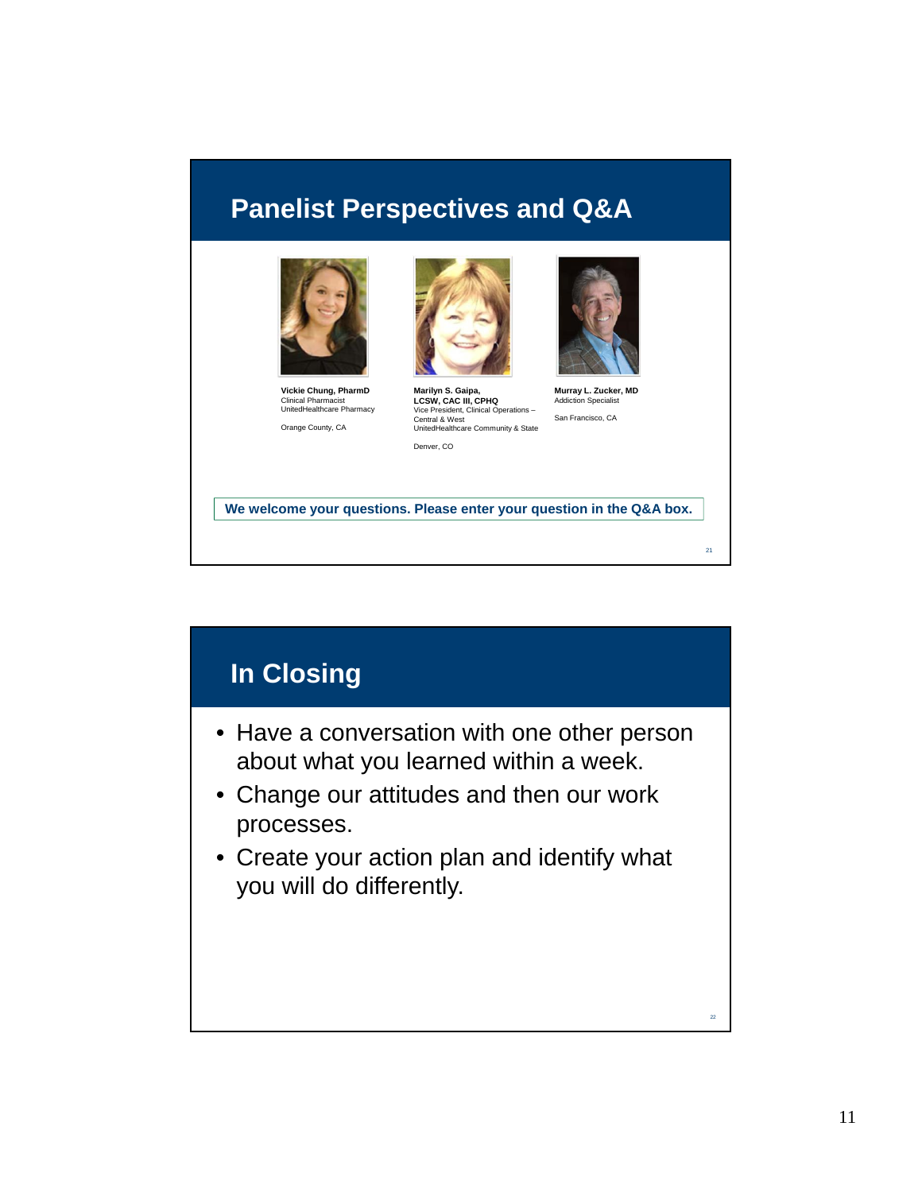## Panelist Perspectives and Q&A

**Vickie Chung, PharmD**
Clinical Pharmacist
UnitedHealthcare Pharmacy

Orange County, CA

**Marilyn S. Gaipa, LCSW, CAC III, CPHQ**
Vice President, Clinical Operations – Central & West
UnitedHealthcare Community & State

Denver, CO

**Murray L. Zucker, MD**
Addiction Specialist

San Francisco, CA

**We welcome your questions. Please enter your question in the Q&A box.**

## In Closing

- Have a conversation with one other person about what you learned within a week.
- Change our attitudes and then our work processes.
- Create your action plan and identify what you will do differently.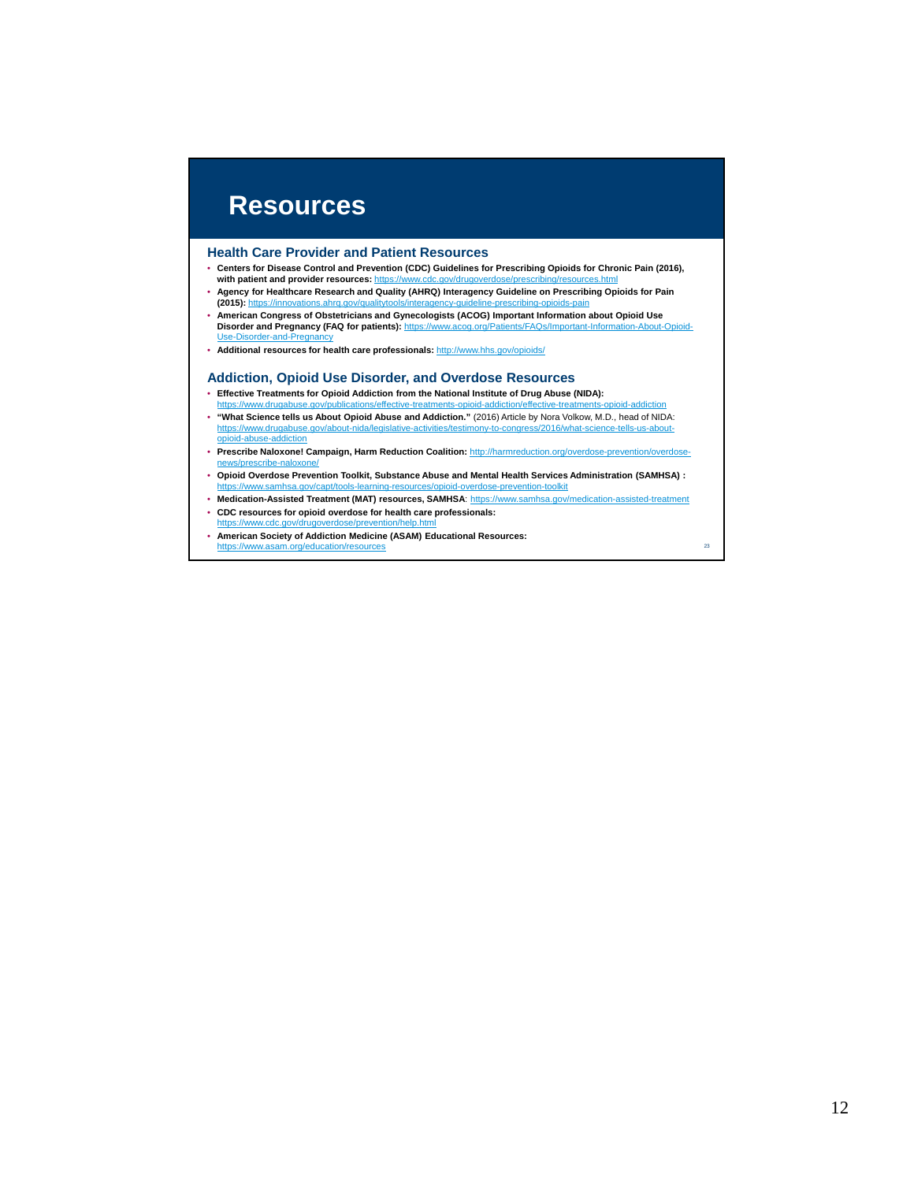# Resources

## Health Care Provider and Patient Resources

- **Centers for Disease Control and Prevention (CDC) Guidelines for Prescribing Opioids for Chronic Pain (2016), with patient and provider resources:** https://www.cdc.gov/drugoverdose/prescribing/resources.html
- **Agency for Healthcare Research and Quality (AHRQ) Interagency Guideline on Prescribing Opioids for Pain (2015):** https://innovations.ahrq.gov/qualitytools/interagency-guideline-prescribing-opioids-pain
- **American Congress of Obstetricians and Gynecologists (ACOG) Important Information about Opioid Use Disorder and Pregnancy (FAQ for patients):** https://www.acog.org/Patients/FAQs/Important-Information-About-Opioid-Use-Disorder-and-Pregnancy
- **Additional resources for health care professionals:** http://www.hhs.gov/opioids/

## Addiction, Opioid Use Disorder, and Overdose Resources

- **Effective Treatments for Opioid Addiction from the National Institute of Drug Abuse (NIDA):** https://www.drugabuse.gov/publications/effective-treatments-opioid-addiction/effective-treatments-opioid-addiction
- **"What Science tells us About Opioid Abuse and Addiction."** (2016) Article by Nora Volkow, M.D., head of NIDA: https://www.drugabuse.gov/about-nida/legislative-activities/testimony-to-congress/2016/what-science-tells-us-about-opioid-abuse-addiction
- **Prescribe Naloxone! Campaign, Harm Reduction Coalition:** http://harmreduction.org/overdose-prevention/overdose-news/prescribe-naloxone/
- **Opioid Overdose Prevention Toolkit, Substance Abuse and Mental Health Services Administration (SAMHSA) :** https://www.samhsa.gov/capt/tools-learning-resources/opioid-overdose-prevention-toolkit
- **Medication-Assisted Treatment (MAT) resources, SAMHSA**: https://www.samhsa.gov/medication-assisted-treatment
- **CDC resources for opioid overdose for health care professionals:** https://www.cdc.gov/drugoverdose/prevention/help.html
- **American Society of Addiction Medicine (ASAM) Educational Resources:** https://www.asam.org/education/resources